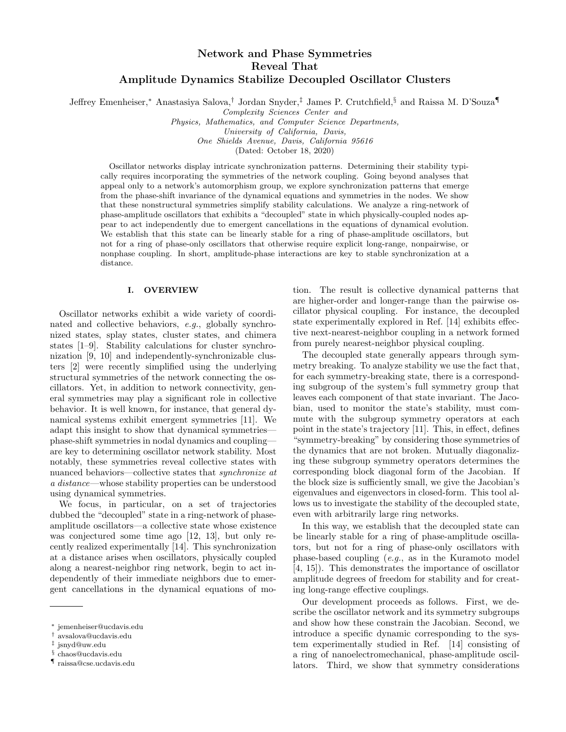# Network and Phase Symmetries Reveal That Amplitude Dynamics Stabilize Decoupled Oscillator Clusters

Jeffrey Emenheiser,[*] Anastasiya Salova,[†] Jordan Snyder,[‡] James P. Crutchfield,[§] and Raissa M. D'Souza[¶]

*Complexity Sciences Center and*
*Physics, Mathematics, and Computer Science Departments,*
*University of California, Davis,*
*One Shields Avenue, Davis, California 95616*

(Dated: October 18, 2020)

Oscillator networks display intricate synchronization patterns. Determining their stability typically requires incorporating the symmetries of the network coupling. Going beyond analyses that appeal only to a network's automorphism group, we explore synchronization patterns that emerge from the phase-shift invariance of the dynamical equations and symmetries in the nodes. We show that these nonstructural symmetries simplify stability calculations. We analyze a ring-network of phase-amplitude oscillators that exhibits a "decoupled" state in which physically-coupled nodes appear to act independently due to emergent cancellations in the equations of dynamical evolution. We establish that this state can be linearly stable for a ring of phase-amplitude oscillators, but not for a ring of phase-only oscillators that otherwise require explicit long-range, nonpairwise, or nonphase coupling. In short, amplitude-phase interactions are key to stable synchronization at a distance.

## I. OVERVIEW

Oscillator networks exhibit a wide variety of coordinated and collective behaviors, *e.g.*, globally synchronized states, splay states, cluster states, and chimera states [1–9]. Stability calculations for cluster synchronization [9, 10] and independently-synchronizable clusters [2] were recently simplified using the underlying structural symmetries of the network connecting the oscillators. Yet, in addition to network connectivity, general symmetries may play a significant role in collective behavior. It is well known, for instance, that general dynamical systems exhibit emergent symmetries [11]. We adapt this insight to show that dynamical symmetries—phase-shift symmetries in nodal dynamics and coupling—are key to determining oscillator network stability. Most notably, these symmetries reveal collective states with nuanced behaviors—collective states that *synchronize at a distance*—whose stability properties can be understood using dynamical symmetries.

We focus, in particular, on a set of trajectories dubbed the "decoupled" state in a ring-network of phase-amplitude oscillators—a collective state whose existence was conjectured some time ago [12, 13], but only recently realized experimentally [14]. This synchronization at a distance arises when oscillators, physically coupled along a nearest-neighbor ring network, begin to act independently of their immediate neighbors due to emergent cancellations in the dynamical equations of motion. The result is collective dynamical patterns that are higher-order and longer-range than the pairwise oscillator physical coupling. For instance, the decoupled state experimentally explored in Ref. [14] exhibits effective next-nearest-neighbor coupling in a network formed from purely nearest-neighbor physical coupling.

The decoupled state generally appears through symmetry breaking. To analyze stability we use the fact that, for each symmetry-breaking state, there is a corresponding subgroup of the system's full symmetry group that leaves each component of that state invariant. The Jacobian, used to monitor the state's stability, must commute with the subgroup symmetry operators at each point in the state's trajectory [11]. This, in effect, defines "symmetry-breaking" by considering those symmetries of the dynamics that are not broken. Mutually diagonalizing these subgroup symmetry operators determines the corresponding block diagonal form of the Jacobian. If the block size is sufficiently small, we give the Jacobian's eigenvalues and eigenvectors in closed-form. This tool allows us to investigate the stability of the decoupled state, even with arbitrarily large ring networks.

In this way, we establish that the decoupled state can be linearly stable for a ring of phase-amplitude oscillators, but not for a ring of phase-only oscillators with phase-based coupling (*e.g.*, as in the Kuramoto model [4, 15]). This demonstrates the importance of oscillator amplitude degrees of freedom for stability and for creating long-range effective couplings.

Our development proceeds as follows. First, we describe the oscillator network and its symmetry subgroups and show how these constrain the Jacobian. Second, we introduce a specific dynamic corresponding to the system experimentally studied in Ref. [14] consisting of a ring of nanoelectromechanical, phase-amplitude oscillators. Third, we show that symmetry considerations

---

[*] jemenheiser@ucdavis.edu
[†] avsalova@ucdavis.edu
[‡] jsnyd@uw.edu
[§] chaos@ucdavis.edu
[¶] raissa@cse.ucdavis.edu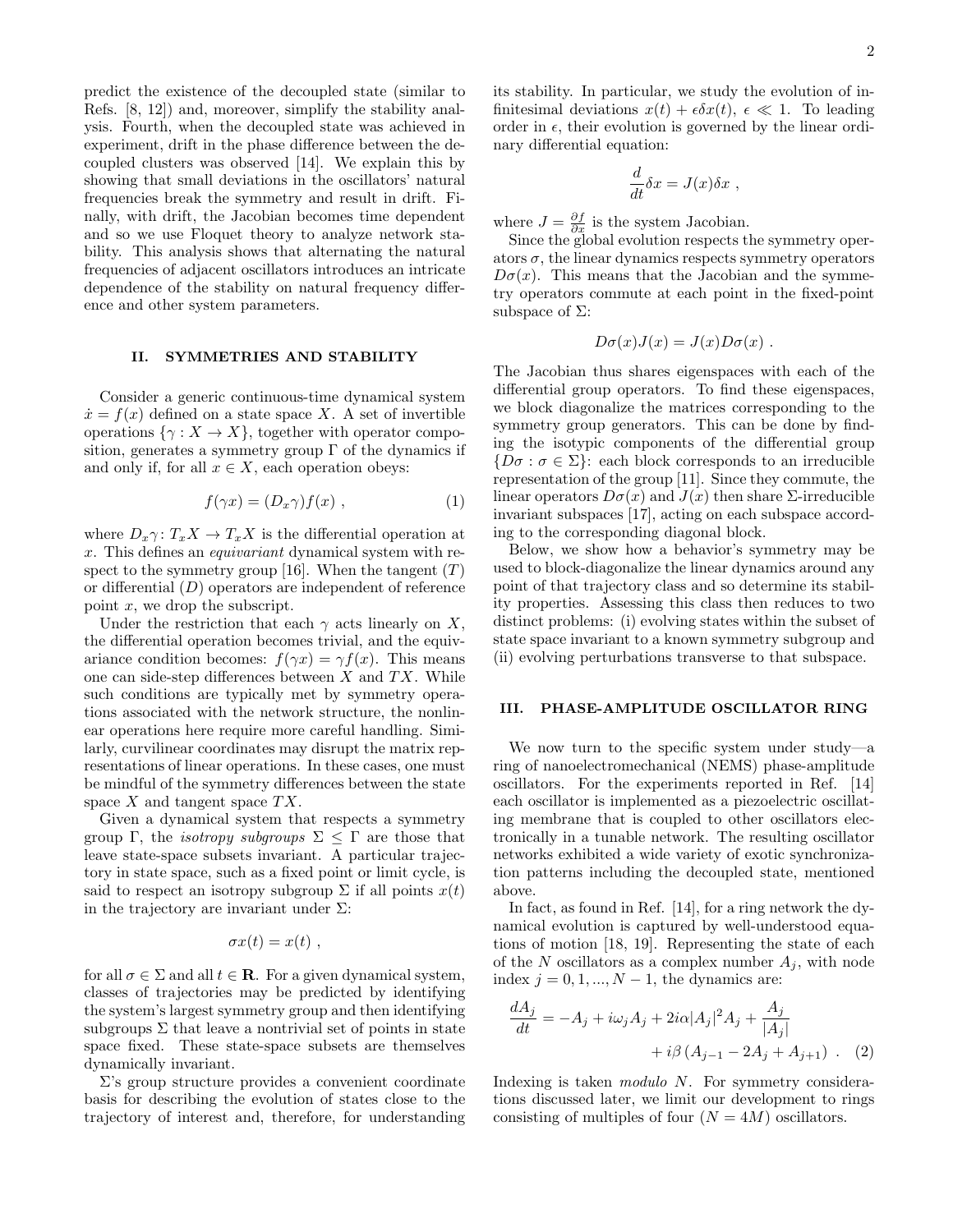predict the existence of the decoupled state (similar to Refs. [8, 12]) and, moreover, simplify the stability analysis. Fourth, when the decoupled state was achieved in experiment, drift in the phase difference between the decoupled clusters was observed [14]. We explain this by showing that small deviations in the oscillators' natural frequencies break the symmetry and result in drift. Finally, with drift, the Jacobian becomes time dependent and so we use Floquet theory to analyze network stability. This analysis shows that alternating the natural frequencies of adjacent oscillators introduces an intricate dependence of the stability on natural frequency difference and other system parameters.

## II. SYMMETRIES AND STABILITY

Consider a generic continuous-time dynamical system $\dot{x} = f(x)$ defined on a state space $X$. A set of invertible operations $\{\gamma : X \to X\}$, together with operator composition, generates a symmetry group $\Gamma$ of the dynamics if and only if, for all $x \in X$, each operation obeys:

$$f(\gamma x) = (D_x \gamma) f(x) \ , \qquad (1)$$

where $D_x\gamma \colon T_xX \to T_xX$ is the differential operation at $x$. This defines an *equivariant* dynamical system with respect to the symmetry group [16]. When the tangent ($T$) or differential ($D$) operators are independent of reference point $x$, we drop the subscript.

Under the restriction that each $\gamma$ acts linearly on $X$, the differential operation becomes trivial, and the equivariance condition becomes: $f(\gamma x) = \gamma f(x)$. This means one can side-step differences between $X$ and $TX$. While such conditions are typically met by symmetry operations associated with the network structure, the nonlinear operations here require more careful handling. Similarly, curvilinear coordinates may disrupt the matrix representations of linear operations. In these cases, one must be mindful of the symmetry differences between the state space $X$ and tangent space $TX$.

Given a dynamical system that respects a symmetry group $\Gamma$, the *isotropy subgroups* $\Sigma \leq \Gamma$ are those that leave state-space subsets invariant. A particular trajectory in state space, such as a fixed point or limit cycle, is said to respect an isotropy subgroup $\Sigma$ if all points $x(t)$ in the trajectory are invariant under $\Sigma$:

$$\sigma x(t) = x(t) \ ,$$

for all $\sigma \in \Sigma$ and all $t \in \mathbf{R}$. For a given dynamical system, classes of trajectories may be predicted by identifying the system's largest symmetry group and then identifying subgroups $\Sigma$ that leave a nontrivial set of points in state space fixed. These state-space subsets are themselves dynamically invariant.

$\Sigma$'s group structure provides a convenient coordinate basis for describing the evolution of states close to the trajectory of interest and, therefore, for understanding its stability. In particular, we study the evolution of infinitesimal deviations $x(t) + \epsilon\delta x(t)$, $\epsilon \ll 1$. To leading order in $\epsilon$, their evolution is governed by the linear ordinary differential equation:

$$\frac{d}{dt}\delta x = J(x)\delta x \ ,$$

where $J = \frac{\partial f}{\partial x}$ is the system Jacobian.

Since the global evolution respects the symmetry operators $\sigma$, the linear dynamics respects symmetry operators $D\sigma(x)$. This means that the Jacobian and the symmetry operators commute at each point in the fixed-point subspace of $\Sigma$:

$$D\sigma(x)J(x) = J(x)D\sigma(x) \ .$$

The Jacobian thus shares eigenspaces with each of the differential group operators. To find these eigenspaces, we block diagonalize the matrices corresponding to the symmetry group generators. This can be done by finding the isotypic components of the differential group $\{D\sigma : \sigma \in \Sigma\}$: each block corresponds to an irreducible representation of the group [11]. Since they commute, the linear operators $D\sigma(x)$ and $J(x)$ then share $\Sigma$-irreducible invariant subspaces [17], acting on each subspace according to the corresponding diagonal block.

Below, we show how a behavior's symmetry may be used to block-diagonalize the linear dynamics around any point of that trajectory class and so determine its stability properties. Assessing this class then reduces to two distinct problems: (i) evolving states within the subset of state space invariant to a known symmetry subgroup and (ii) evolving perturbations transverse to that subspace.

## III. PHASE-AMPLITUDE OSCILLATOR RING

We now turn to the specific system under study—a ring of nanoelectromechanical (NEMS) phase-amplitude oscillators. For the experiments reported in Ref. [14] each oscillator is implemented as a piezoelectric oscillating membrane that is coupled to other oscillators electronically in a tunable network. The resulting oscillator networks exhibited a wide variety of exotic synchronization patterns including the decoupled state, mentioned above.

In fact, as found in Ref. [14], for a ring network the dynamical evolution is captured by well-understood equations of motion [18, 19]. Representing the state of each of the $N$ oscillators as a complex number $A_j$, with node index $j = 0, 1, ..., N-1$, the dynamics are:

$$\frac{dA_j}{dt} = -A_j + i\omega_j A_j + 2i\alpha|A_j|^2 A_j + \frac{A_j}{|A_j|} + i\beta\left(A_{j-1} - 2A_j + A_{j+1}\right) \ . \quad (2)$$

Indexing is taken *modulo* $N$. For symmetry considerations discussed later, we limit our development to rings consisting of multiples of four ($N = 4M$) oscillators.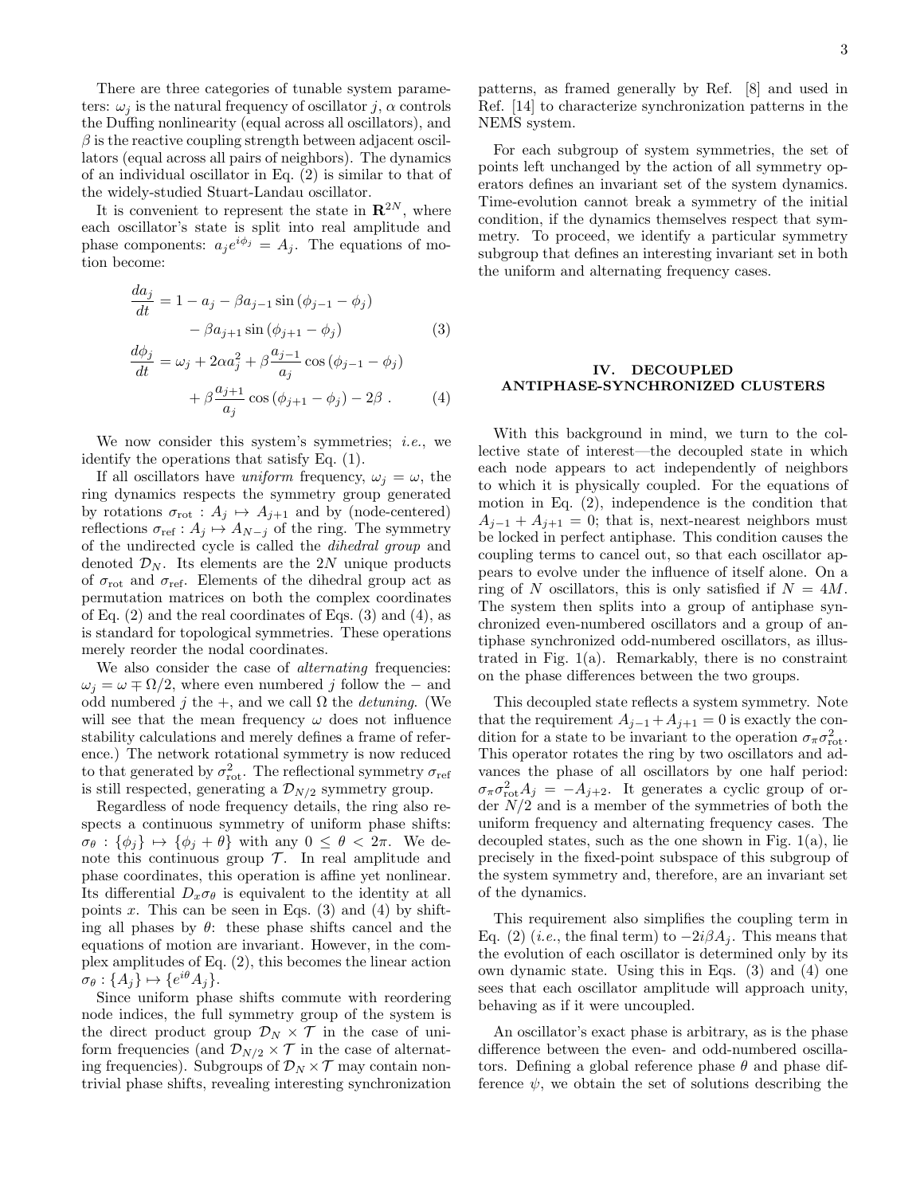There are three categories of tunable system parameters: $\omega_j$ is the natural frequency of oscillator $j$, $\alpha$ controls the Duffing nonlinearity (equal across all oscillators), and $\beta$ is the reactive coupling strength between adjacent oscillators (equal across all pairs of neighbors). The dynamics of an individual oscillator in Eq. (2) is similar to that of the widely-studied Stuart-Landau oscillator.

It is convenient to represent the state in $\mathbf{R}^{2N}$, where each oscillator's state is split into real amplitude and phase components: $a_j e^{i\phi_j} = A_j$. The equations of motion become:

$$
\begin{aligned}
\frac{da_j}{dt} &= 1 - a_j - \beta a_{j-1} \sin(\phi_{j-1} - \phi_j) \\
&\quad - \beta a_{j+1} \sin(\phi_{j+1} - \phi_j) 
\end{aligned} \tag{3}
$$

$$
\begin{aligned}
\frac{d\phi_j}{dt} &= \omega_j + 2\alpha a_j^2 + \beta \frac{a_{j-1}}{a_j} \cos(\phi_{j-1} - \phi_j) \\
&\quad + \beta \frac{a_{j+1}}{a_j} \cos(\phi_{j+1} - \phi_j) - 2\beta \ .
\end{aligned} \tag{4}
$$

We now consider this system's symmetries; *i.e.*, we identify the operations that satisfy Eq. (1).

If all oscillators have *uniform* frequency, $\omega_j = \omega$, the ring dynamics respects the symmetry group generated by rotations $\sigma_{\mathrm{rot}} : A_j \mapsto A_{j+1}$ and by (node-centered) reflections $\sigma_{\mathrm{ref}} : A_j \mapsto A_{N-j}$ of the ring. The symmetry of the undirected cycle is called the *dihedral group* and denoted $\mathcal{D}_N$. Its elements are the $2N$ unique products of $\sigma_{\mathrm{rot}}$ and $\sigma_{\mathrm{ref}}$. Elements of the dihedral group act as permutation matrices on both the complex coordinates of Eq. (2) and the real coordinates of Eqs. (3) and (4), as is standard for topological symmetries. These operations merely reorder the nodal coordinates.

We also consider the case of *alternating* frequencies: $\omega_j = \omega \mp \Omega/2$, where even numbered $j$ follow the $-$ and odd numbered $j$ the $+$, and we call $\Omega$ the *detuning*. (We will see that the mean frequency $\omega$ does not influence stability calculations and merely defines a frame of reference.) The network rotational symmetry is now reduced to that generated by $\sigma_{\mathrm{rot}}^2$. The reflectional symmetry $\sigma_{\mathrm{ref}}$ is still respected, generating a $\mathcal{D}_{N/2}$ symmetry group.

Regardless of node frequency details, the ring also respects a continuous symmetry of uniform phase shifts: $\sigma_\theta : \{\phi_j\} \mapsto \{\phi_j + \theta\}$ with any $0 \leq \theta < 2\pi$. We denote this continuous group $\mathcal{T}$. In real amplitude and phase coordinates, this operation is affine yet nonlinear. Its differential $D_x\sigma_\theta$ is equivalent to the identity at all points $x$. This can be seen in Eqs. (3) and (4) by shifting all phases by $\theta$: these phase shifts cancel and the equations of motion are invariant. However, in the complex amplitudes of Eq. (2), this becomes the linear action $\sigma_\theta : \{A_j\} \mapsto \{e^{i\theta} A_j\}$.

Since uniform phase shifts commute with reordering node indices, the full symmetry group of the system is the direct product group $\mathcal{D}_N \times \mathcal{T}$ in the case of uniform frequencies (and $\mathcal{D}_{N/2} \times \mathcal{T}$ in the case of alternating frequencies). Subgroups of $\mathcal{D}_N \times \mathcal{T}$ may contain nontrivial phase shifts, revealing interesting synchronization patterns, as framed generally by Ref. [8] and used in Ref. [14] to characterize synchronization patterns in the NEMS system.

For each subgroup of system symmetries, the set of points left unchanged by the action of all symmetry operators defines an invariant set of the system dynamics. Time-evolution cannot break a symmetry of the initial condition, if the dynamics themselves respect that symmetry. To proceed, we identify a particular symmetry subgroup that defines an interesting invariant set in both the uniform and alternating frequency cases.

## IV. DECOUPLED ANTIPHASE-SYNCHRONIZED CLUSTERS

With this background in mind, we turn to the collective state of interest—the decoupled state in which each node appears to act independently of neighbors to which it is physically coupled. For the equations of motion in Eq. (2), independence is the condition that $A_{j-1} + A_{j+1} = 0$; that is, next-nearest neighbors must be locked in perfect antiphase. This condition causes the coupling terms to cancel out, so that each oscillator appears to evolve under the influence of itself alone. On a ring of $N$ oscillators, this is only satisfied if $N = 4M$. The system then splits into a group of antiphase synchronized even-numbered oscillators and a group of antiphase synchronized odd-numbered oscillators, as illustrated in Fig. 1(a). Remarkably, there is no constraint on the phase differences between the two groups.

This decoupled state reflects a system symmetry. Note that the requirement $A_{j-1} + A_{j+1} = 0$ is exactly the condition for a state to be invariant to the operation $\sigma_\pi \sigma_{\mathrm{rot}}^2$. This operator rotates the ring by two oscillators and advances the phase of all oscillators by one half period: $\sigma_\pi \sigma_{\mathrm{rot}}^2 A_j = -A_{j+2}$. It generates a cyclic group of order $N/2$ and is a member of the symmetries of both the uniform frequency and alternating frequency cases. The decoupled states, such as the one shown in Fig. 1(a), lie precisely in the fixed-point subspace of this subgroup of the system symmetry and, therefore, are an invariant set of the dynamics.

This requirement also simplifies the coupling term in Eq. (2) (*i.e.*, the final term) to $-2i\beta A_j$. This means that the evolution of each oscillator is determined only by its own dynamic state. Using this in Eqs. (3) and (4) one sees that each oscillator amplitude will approach unity, behaving as if it were uncoupled.

An oscillator's exact phase is arbitrary, as is the phase difference between the even- and odd-numbered oscillators. Defining a global reference phase $\theta$ and phase difference $\psi$, we obtain the set of solutions describing the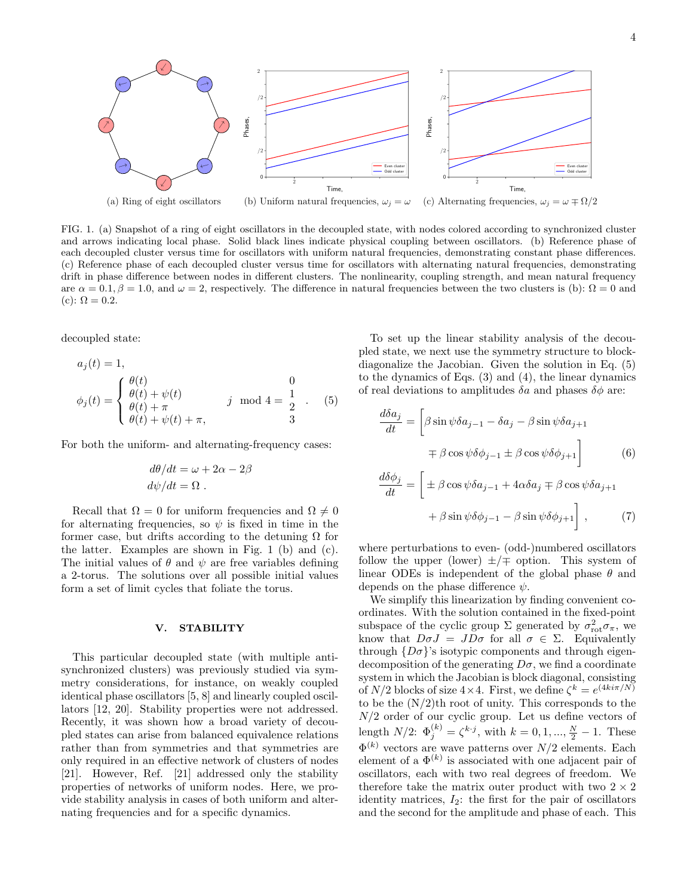(a) Ring of eight oscillators

Phases,

Time,

Even cluster

Odd cluster

(b) Uniform natural frequencies, $\omega_j = \omega$

Phases,

Time,

Even cluster

Odd cluster

(c) Alternating frequencies, $\omega_j = \omega \mp \Omega/2$

FIG. 1. (a) Snapshot of a ring of eight oscillators in the decoupled state, with nodes colored according to synchronized cluster and arrows indicating local phase. Solid black lines indicate physical coupling between oscillators. (b) Reference phase of each decoupled cluster versus time for oscillators with uniform natural frequencies, demonstrating constant phase differences. (c) Reference phase of each decoupled cluster versus time for oscillators with alternating natural frequencies, demonstrating drift in phase difference between nodes in different clusters. The nonlinearity, coupling strength, and mean natural frequency are $\alpha = 0.1, \beta = 1.0$, and $\omega = 2$, respectively. The difference in natural frequencies between the two clusters is (b): $\Omega = 0$ and (c): $\Omega = 0.2$.

decoupled state:

$$
a_j(t) = 1,
$$

$$
\phi_j(t) = \begin{cases} \theta(t) & \\ \theta(t) + \psi(t) & \\ \theta(t) + \pi & \\ \theta(t) + \psi(t) + \pi, & \end{cases} \quad j \mod 4 = \begin{matrix} 0 \\ 1 \\ 2 \\ 3 \end{matrix} . \tag{5}
$$

For both the uniform- and alternating-frequency cases:

$$
d\theta/dt = \omega + 2\alpha - 2\beta
$$
$$
d\psi/dt = \Omega \, .
$$

Recall that $\Omega = 0$ for uniform frequencies and $\Omega \neq 0$ for alternating frequencies, so $\psi$ is fixed in time in the former case, but drifts according to the detuning $\Omega$ for the latter. Examples are shown in Fig. 1 (b) and (c). The initial values of $\theta$ and $\psi$ are free variables defining a 2-torus. The solutions over all possible initial values form a set of limit cycles that foliate the torus.

## V. STABILITY

This particular decoupled state (with multiple anti-synchronized clusters) was previously studied via symmetry considerations, for instance, on weakly coupled identical phase oscillators [5, 8] and linearly coupled oscillators [12, 20]. Stability properties were not addressed. Recently, it was shown how a broad variety of decoupled states can arise from balanced equivalence relations rather than from symmetries and that symmetries are only required in an effective network of clusters of nodes [21]. However, Ref. [21] addressed only the stability properties of networks of uniform nodes. Here, we provide stability analysis in cases of both uniform and alternating frequencies and for a specific dynamics.

To set up the linear stability analysis of the decoupled state, we next use the symmetry structure to block-diagonalize the Jacobian. Given the solution in Eq. (5) to the dynamics of Eqs. (3) and (4), the linear dynamics of real deviations to amplitudes $\delta a$ and phases $\delta\phi$ are:

$$
\frac{d\delta a_j}{dt} = \Big[\beta \sin\psi \delta a_{j-1} - \delta a_j - \beta \sin\psi \delta a_{j+1} \mp \beta \cos\psi \delta\phi_{j-1} \pm \beta \cos\psi \delta\phi_{j+1}\Big] \tag{6}
$$

$$
\frac{d\delta\phi_j}{dt} = \Big[\pm \beta \cos\psi \delta a_{j-1} + 4\alpha \delta a_j \mp \beta \cos\psi \delta a_{j+1} + \beta \sin\psi \delta\phi_{j-1} - \beta \sin\psi \delta\phi_{j+1}\Big] \, , \tag{7}
$$

where perturbations to even- (odd-)numbered oscillators follow the upper (lower) $\pm/\mp$ option. This system of linear ODEs is independent of the global phase $\theta$ and depends on the phase difference $\psi$.

We simplify this linearization by finding convenient coordinates. With the solution contained in the fixed-point subspace of the cyclic group $\Sigma$ generated by $\sigma^2_{\rm rot}\sigma_\pi$, we know that $D\sigma J = JD\sigma$ for all $\sigma \in \Sigma$. Equivalently through $\{D\sigma\}$'s isotypic components and through eigendecomposition of the generating $D\sigma$, we find a coordinate system in which the Jacobian is block diagonal, consisting of $N/2$ blocks of size $4\times 4$. First, we define $\zeta^k = e^{(4ki\pi/N)}$ to be the (N/2)th root of unity. This corresponds to the $N/2$ order of our cyclic group. Let us define vectors of length $N/2$: $\Phi^{(k)}_j = \zeta^{k\cdot j}$, with $k = 0, 1, ..., \frac{N}{2} - 1$. These $\Phi^{(k)}$ vectors are wave patterns over $N/2$ elements. Each element of a $\Phi^{(k)}$ is associated with one adjacent pair of oscillators, each with two real degrees of freedom. We therefore take the matrix outer product with two $2 \times 2$ identity matrices, $I_2$: the first for the pair of oscillators and the second for the amplitude and phase of each. This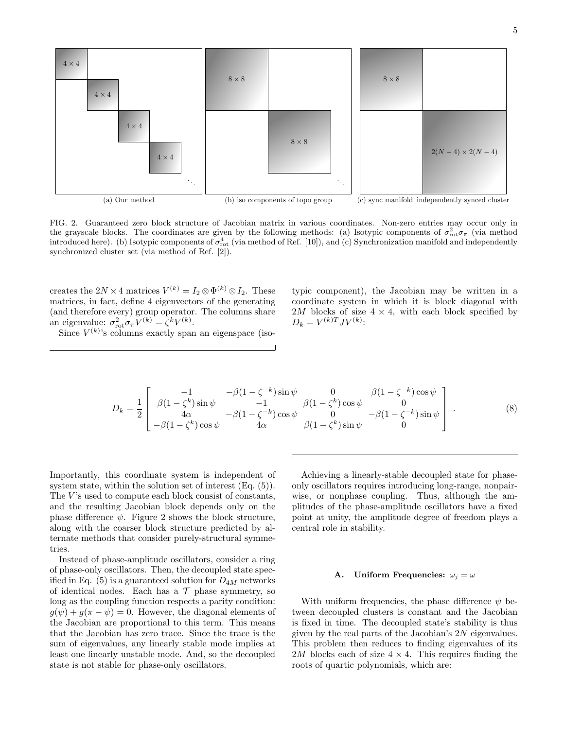(a) Our method

(b) iso components of topo group

(c) sync manifold independently synced cluster

4 × 4

4 × 4

4 × 4

4 × 4

8 × 8

8 × 8

8 × 8

2(N − 4) × 2(N − 4)

FIG. 2. Guaranteed zero block structure of Jacobian matrix in various coordinates. Non-zero entries may occur only in the grayscale blocks. The coordinates are given by the following methods: (a) Isotypic components of $\sigma_{\text{rot}}^2\sigma_\pi$ (via method introduced here). (b) Isotypic components of $\sigma_{\text{rot}}^4$ (via method of Ref. [10]), and (c) Synchronization manifold and independently synchronized cluster set (via method of Ref. [2]).

creates the $2N \times 4$ matrices $V^{(k)} = I_2 \otimes \Phi^{(k)} \otimes I_2$. These matrices, in fact, define 4 eigenvectors of the generating (and therefore every) group operator. The columns share an eigenvalue: $\sigma_{\text{rot}}^2\sigma_\pi V^{(k)} = \zeta^k V^{(k)}$.

Since $V^{(k)}$'s columns exactly span an eigenspace (isotypic component), the Jacobian may be written in a coordinate system in which it is block diagonal with $2M$ blocks of size $4 \times 4$, with each block specified by $D_k = V^{(k)T} J V^{(k)}$:

$$
D_k = \frac{1}{2}\begin{bmatrix} -1 & -\beta(1-\zeta^{-k})\sin\psi & 0 & \beta(1-\zeta^{-k})\cos\psi \\ \beta(1-\zeta^{k})\sin\psi & -1 & \beta(1-\zeta^{k})\cos\psi & 0 \\ 4\alpha & -\beta(1-\zeta^{-k})\cos\psi & 0 & -\beta(1-\zeta^{-k})\sin\psi \\ -\beta(1-\zeta^{k})\cos\psi & 4\alpha & \beta(1-\zeta^{k})\sin\psi & 0 \end{bmatrix}. \tag{8}
$$

Importantly, this coordinate system is independent of system state, within the solution set of interest (Eq. (5)). The $V$'s used to compute each block consist of constants, and the resulting Jacobian block depends only on the phase difference $\psi$. Figure 2 shows the block structure, along with the coarser block structure predicted by alternate methods that consider purely-structural symmetries.

Instead of phase-amplitude oscillators, consider a ring of phase-only oscillators. Then, the decoupled state specified in Eq. (5) is a guaranteed solution for $D_{4M}$ networks of identical nodes. Each has a $\mathcal{T}$ phase symmetry, so long as the coupling function respects a parity condition: $g(\psi) + g(\pi - \psi) = 0$. However, the diagonal elements of the Jacobian are proportional to this term. This means that the Jacobian has zero trace. Since the trace is the sum of eigenvalues, any linearly stable mode implies at least one linearly unstable mode. And, so the decoupled state is not stable for phase-only oscillators.

Achieving a linearly-stable decoupled state for phase-only oscillators requires introducing long-range, nonpairwise, or nonphase coupling. Thus, although the amplitudes of the phase-amplitude oscillators have a fixed point at unity, the amplitude degree of freedom plays a central role in stability.

### A. Uniform Frequencies: $\omega_j = \omega$

With uniform frequencies, the phase difference $\psi$ between decoupled clusters is constant and the Jacobian is fixed in time. The decoupled state's stability is thus given by the real parts of the Jacobian's $2N$ eigenvalues. This problem then reduces to finding eigenvalues of its $2M$ blocks each of size $4 \times 4$. This requires finding the roots of quartic polynomials, which are: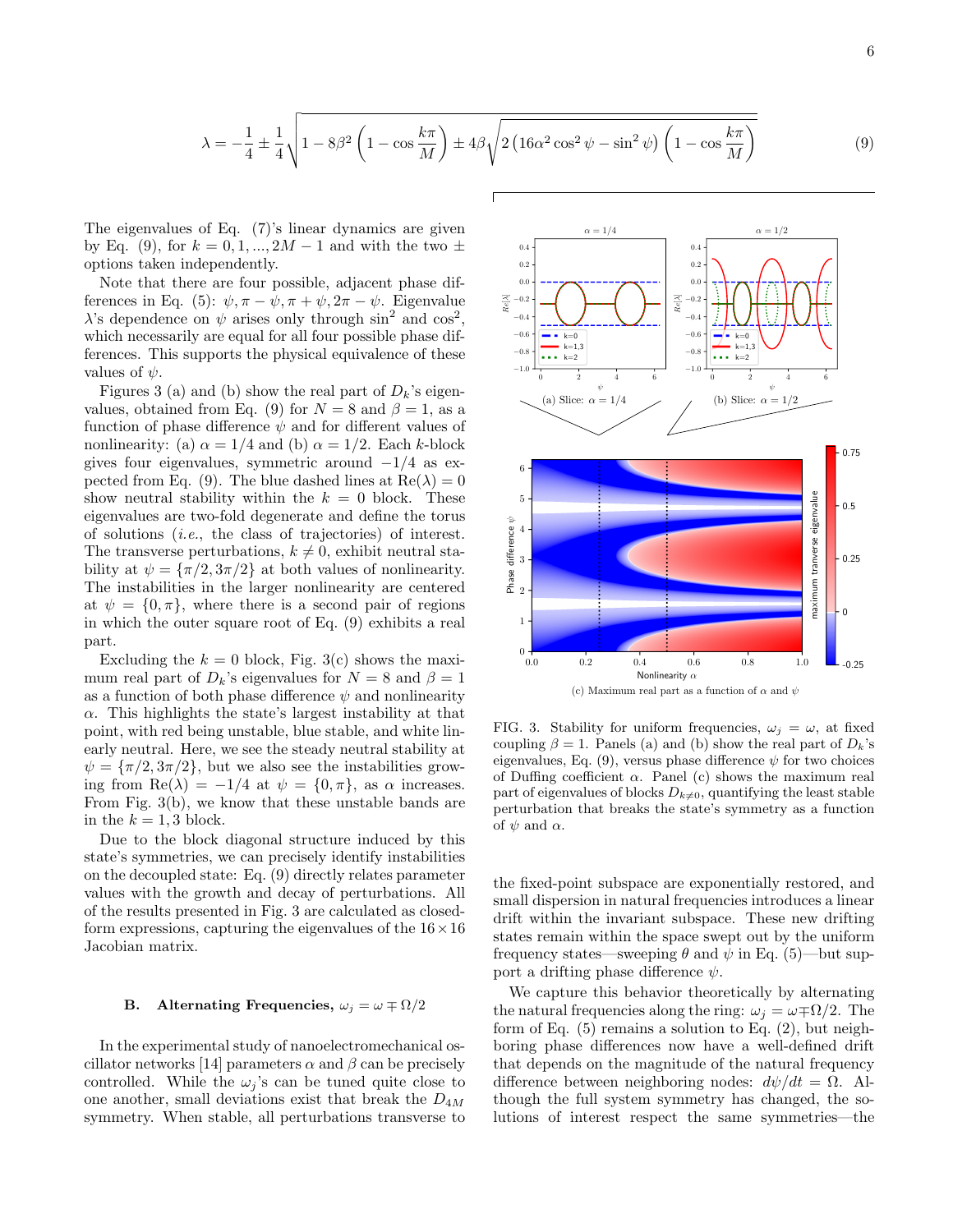$$\lambda = -\frac{1}{4} \pm \frac{1}{4}\sqrt{1 - 8\beta^2\left(1 - \cos\frac{k\pi}{M}\right) \pm 4\beta\sqrt{2\left(16\alpha^2\cos^2\psi - \sin^2\psi\right)\left(1 - \cos\frac{k\pi}{M}\right)}} \tag{9}$$

The eigenvalues of Eq. (7)'s linear dynamics are given by Eq. (9), for $k = 0, 1, ..., 2M - 1$ and with the two $\pm$ options taken independently.

Note that there are four possible, adjacent phase differences in Eq. (5): $\psi, \pi - \psi, \pi + \psi, 2\pi - \psi$. Eigenvalue $\lambda$'s dependence on $\psi$ arises only through $\sin^2$ and $\cos^2$, which necessarily are equal for all four possible phase differences. This supports the physical equivalence of these values of $\psi$.

Figures 3 (a) and (b) show the real part of $D_k$'s eigenvalues, obtained from Eq. (9) for $N = 8$ and $\beta = 1$, as a function of phase difference $\psi$ and for different values of nonlinearity: (a) $\alpha = 1/4$ and (b) $\alpha = 1/2$. Each $k$-block gives four eigenvalues, symmetric around $-1/4$ as expected from Eq. (9). The blue dashed lines at $\text{Re}(\lambda) = 0$ show neutral stability within the $k = 0$ block. These eigenvalues are two-fold degenerate and define the torus of solutions (*i.e.*, the class of trajectories) of interest. The transverse perturbations, $k \neq 0$, exhibit neutral stability at $\psi = \{\pi/2, 3\pi/2\}$ at both values of nonlinearity. The instabilities in the larger nonlinearity are centered at $\psi = \{0, \pi\}$, where there is a second pair of regions in which the outer square root of Eq. (9) exhibits a real part.

Excluding the $k = 0$ block, Fig. 3(c) shows the maximum real part of $D_k$'s eigenvalues for $N = 8$ and $\beta = 1$ as a function of both phase difference $\psi$ and nonlinearity $\alpha$. This highlights the state's largest instability at that point, with red being unstable, blue stable, and white linearly neutral. Here, we see the steady neutral stability at $\psi = \{\pi/2, 3\pi/2\}$, but we also see the instabilities growing from $\text{Re}(\lambda) = -1/4$ at $\psi = \{0, \pi\}$, as $\alpha$ increases. From Fig. 3(b), we know that these unstable bands are in the $k = 1, 3$ block.

Due to the block diagonal structure induced by this state's symmetries, we can precisely identify instabilities on the decoupled state: Eq. (9) directly relates parameter values with the growth and decay of perturbations. All of the results presented in Fig. 3 are calculated as closed-form expressions, capturing the eigenvalues of the $16 \times 16$ Jacobian matrix.

### B. Alternating Frequencies, $\omega_j = \omega \mp \Omega/2$

In the experimental study of nanoelectromechanical oscillator networks [14] parameters $\alpha$ and $\beta$ can be precisely controlled. While the $\omega_j$'s can be tuned quite close to one another, small deviations exist that break the $D_{4M}$ symmetry. When stable, all perturbations transverse to the fixed-point subspace are exponentially restored, and small dispersion in natural frequencies introduces a linear drift within the invariant subspace. These new drifting states remain within the space swept out by the uniform frequency states—sweeping $\theta$ and $\psi$ in Eq. (5)—but support a drifting phase difference $\psi$.

We capture this behavior theoretically by alternating the natural frequencies along the ring: $\omega_j = \omega \mp \Omega/2$. The form of Eq. (5) remains a solution to Eq. (2), but neighboring phase differences now have a well-defined drift that depends on the magnitude of the natural frequency difference between neighboring nodes: $d\psi/dt = \Omega$. Although the full system symmetry has changed, the solutions of interest respect the same symmetries—the

$\alpha = 1/4$

$\alpha = 1/2$

k=0
k=1,3
k=2

(a) Slice: $\alpha = 1/4$

(b) Slice: $\alpha = 1/2$

Phase difference $\psi$

Nonlinearity $\alpha$

maximum tranverse eigenvalue

(c) Maximum real part as a function of $\alpha$ and $\psi$

FIG. 3. Stability for uniform frequencies, $\omega_j = \omega$, at fixed coupling $\beta = 1$. Panels (a) and (b) show the real part of $D_k$'s eigenvalues, Eq. (9), versus phase difference $\psi$ for two choices of Duffing coefficient $\alpha$. Panel (c) shows the maximum real part of eigenvalues of blocks $D_{k\neq0}$, quantifying the least stable perturbation that breaks the state's symmetry as a function of $\psi$ and $\alpha$.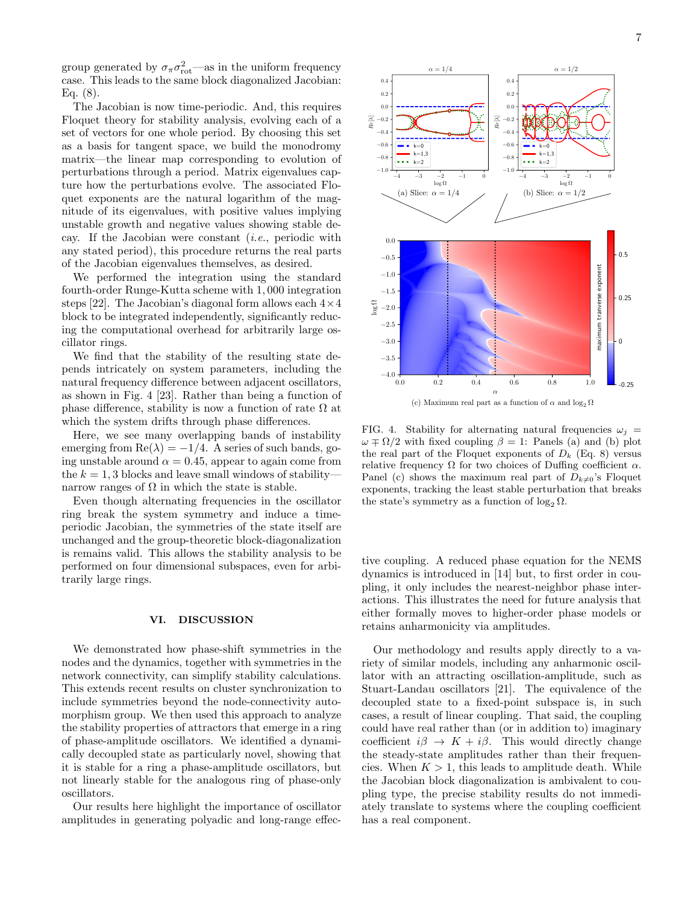group generated by $\sigma_\pi \sigma_{\text{rot}}^2$—as in the uniform frequency case. This leads to the same block diagonalized Jacobian: Eq. (8).

The Jacobian is now time-periodic. And, this requires Floquet theory for stability analysis, evolving each of a set of vectors for one whole period. By choosing this set as a basis for tangent space, we build the monodromy matrix—the linear map corresponding to evolution of perturbations through a period. Matrix eigenvalues capture how the perturbations evolve. The associated Floquet exponents are the natural logarithm of the magnitude of its eigenvalues, with positive values implying unstable growth and negative values showing stable decay. If the Jacobian were constant (*i.e.*, periodic with any stated period), this procedure returns the real parts of the Jacobian eigenvalues themselves, as desired.

We performed the integration using the standard fourth-order Runge-Kutta scheme with 1,000 integration steps [22]. The Jacobian's diagonal form allows each $4\times4$ block to be integrated independently, significantly reducing the computational overhead for arbitrarily large oscillator rings.

We find that the stability of the resulting state depends intricately on system parameters, including the natural frequency difference between adjacent oscillators, as shown in Fig. 4 [23]. Rather than being a function of phase difference, stability is now a function of rate $\Omega$ at which the system drifts through phase differences.

Here, we see many overlapping bands of instability emerging from $\text{Re}(\lambda) = -1/4$. A series of such bands, going unstable around $\alpha = 0.45$, appear to again come from the $k = 1, 3$ blocks and leave small windows of stability—narrow ranges of $\Omega$ in which the state is stable.

Even though alternating frequencies in the oscillator ring break the system symmetry and induce a time-periodic Jacobian, the symmetries of the state itself are unchanged and the group-theoretic block-diagonalization is remains valid. This allows the stability analysis to be performed on four dimensional subspaces, even for arbitrarily large rings.

$\alpha = 1/4$

$\alpha = 1/2$

Re[λ]

log Ω

k=0
k=1,3
k=2

(a) Slice: $\alpha = 1/4$

(b) Slice: $\alpha = 1/2$

log Ω

α

maximum tranverse exponent

(c) Maximum real part as a function of $\alpha$ and $\log_2 \Omega$

FIG. 4. Stability for alternating natural frequencies $\omega_j = \omega \mp \Omega/2$ with fixed coupling $\beta = 1$: Panels (a) and (b) plot the real part of the Floquet exponents of $D_k$ (Eq. 8) versus relative frequency $\Omega$ for two choices of Duffing coefficient $\alpha$. Panel (c) shows the maximum real part of $D_{k\neq0}$'s Floquet exponents, tracking the least stable perturbation that breaks the state's symmetry as a function of $\log_2 \Omega$.

## VI. DISCUSSION

We demonstrated how phase-shift symmetries in the nodes and the dynamics, together with symmetries in the network connectivity, can simplify stability calculations. This extends recent results on cluster synchronization to include symmetries beyond the node-connectivity automorphism group. We then used this approach to analyze the stability properties of attractors that emerge in a ring of phase-amplitude oscillators. We identified a dynamically decoupled state as particularly novel, showing that it is stable for a ring a phase-amplitude oscillators, but not linearly stable for the analogous ring of phase-only oscillators.

Our results here highlight the importance of oscillator amplitudes in generating polyadic and long-range effective coupling. A reduced phase equation for the NEMS dynamics is introduced in [14] but, to first order in coupling, it only includes the nearest-neighbor phase interactions. This illustrates the need for future analysis that either formally moves to higher-order phase models or retains anharmonicity via amplitudes.

Our methodology and results apply directly to a variety of similar models, including any anharmonic oscillator with an attracting oscillation-amplitude, such as Stuart-Landau oscillators [21]. The equivalence of the decoupled state to a fixed-point subspace is, in such cases, a result of linear coupling. That said, the coupling could have real rather than (or in addition to) imaginary coefficient $i\beta \to K + i\beta$. This would directly change the steady-state amplitudes rather than their frequencies. When $K > 1$, this leads to amplitude death. While the Jacobian block diagonalization is ambivalent to coupling type, the precise stability results do not immediately translate to systems where the coupling coefficient has a real component.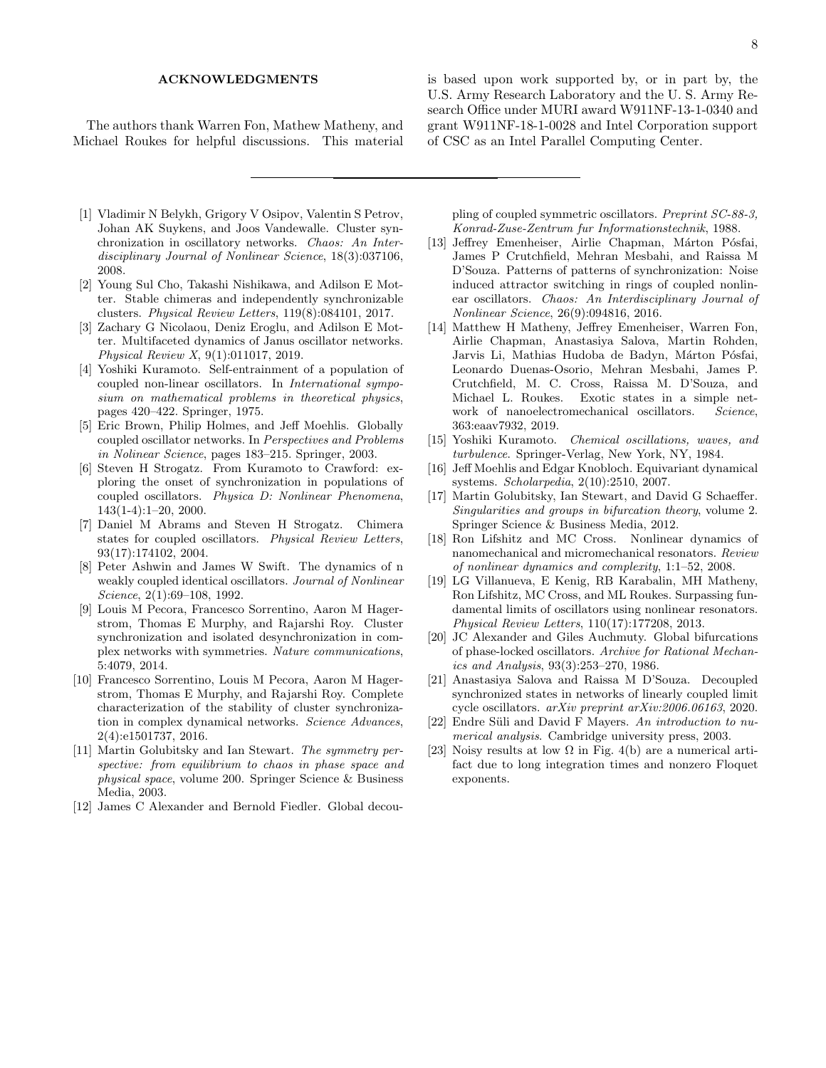## ACKNOWLEDGMENTS

The authors thank Warren Fon, Mathew Matheny, and Michael Roukes for helpful discussions. This material is based upon work supported by, or in part by, the U.S. Army Research Laboratory and the U. S. Army Research Office under MURI award W911NF-13-1-0340 and grant W911NF-18-1-0028 and Intel Corporation support of CSC as an Intel Parallel Computing Center.

---

[1] Vladimir N Belykh, Grigory V Osipov, Valentin S Petrov, Johan AK Suykens, and Joos Vandewalle. Cluster synchronization in oscillatory networks. *Chaos: An Interdisciplinary Journal of Nonlinear Science*, 18(3):037106, 2008.

[2] Young Sul Cho, Takashi Nishikawa, and Adilson E Motter. Stable chimeras and independently synchronizable clusters. *Physical Review Letters*, 119(8):084101, 2017.

[3] Zachary G Nicolaou, Deniz Eroglu, and Adilson E Motter. Multifaceted dynamics of Janus oscillator networks. *Physical Review X*, 9(1):011017, 2019.

[4] Yoshiki Kuramoto. Self-entrainment of a population of coupled non-linear oscillators. In *International symposium on mathematical problems in theoretical physics*, pages 420–422. Springer, 1975.

[5] Eric Brown, Philip Holmes, and Jeff Moehlis. Globally coupled oscillator networks. In *Perspectives and Problems in Nolinear Science*, pages 183–215. Springer, 2003.

[6] Steven H Strogatz. From Kuramoto to Crawford: exploring the onset of synchronization in populations of coupled oscillators. *Physica D: Nonlinear Phenomena*, 143(1-4):1–20, 2000.

[7] Daniel M Abrams and Steven H Strogatz. Chimera states for coupled oscillators. *Physical Review Letters*, 93(17):174102, 2004.

[8] Peter Ashwin and James W Swift. The dynamics of n weakly coupled identical oscillators. *Journal of Nonlinear Science*, 2(1):69–108, 1992.

[9] Louis M Pecora, Francesco Sorrentino, Aaron M Hagerstrom, Thomas E Murphy, and Rajarshi Roy. Cluster synchronization and isolated desynchronization in complex networks with symmetries. *Nature communications*, 5:4079, 2014.

[10] Francesco Sorrentino, Louis M Pecora, Aaron M Hagerstrom, Thomas E Murphy, and Rajarshi Roy. Complete characterization of the stability of cluster synchronization in complex dynamical networks. *Science Advances*, 2(4):e1501737, 2016.

[11] Martin Golubitsky and Ian Stewart. *The symmetry perspective: from equilibrium to chaos in phase space and physical space*, volume 200. Springer Science & Business Media, 2003.

[12] James C Alexander and Bernold Fiedler. Global decoupling of coupled symmetric oscillators. *Preprint SC-88-3, Konrad-Zuse-Zentrum fur Informationstechnik*, 1988.

[13] Jeffrey Emenheiser, Airlie Chapman, Márton Pósfai, James P Crutchfield, Mehran Mesbahi, and Raissa M D'Souza. Patterns of patterns of synchronization: Noise induced attractor switching in rings of coupled nonlinear oscillators. *Chaos: An Interdisciplinary Journal of Nonlinear Science*, 26(9):094816, 2016.

[14] Matthew H Matheny, Jeffrey Emenheiser, Warren Fon, Airlie Chapman, Anastasiya Salova, Martin Rohden, Jarvis Li, Mathias Hudoba de Badyn, Márton Pósfai, Leonardo Duenas-Osorio, Mehran Mesbahi, James P. Crutchfield, M. C. Cross, Raissa M. D'Souza, and Michael L. Roukes. Exotic states in a simple network of nanoelectromechanical oscillators. *Science*, 363:eaav7932, 2019.

[15] Yoshiki Kuramoto. *Chemical oscillations, waves, and turbulence*. Springer-Verlag, New York, NY, 1984.

[16] Jeff Moehlis and Edgar Knobloch. Equivariant dynamical systems. *Scholarpedia*, 2(10):2510, 2007.

[17] Martin Golubitsky, Ian Stewart, and David G Schaeffer. *Singularities and groups in bifurcation theory*, volume 2. Springer Science & Business Media, 2012.

[18] Ron Lifshitz and MC Cross. Nonlinear dynamics of nanomechanical and micromechanical resonators. *Review of nonlinear dynamics and complexity*, 1:1–52, 2008.

[19] LG Villanueva, E Kenig, RB Karabalin, MH Matheny, Ron Lifshitz, MC Cross, and ML Roukes. Surpassing fundamental limits of oscillators using nonlinear resonators. *Physical Review Letters*, 110(17):177208, 2013.

[20] JC Alexander and Giles Auchmuty. Global bifurcations of phase-locked oscillators. *Archive for Rational Mechanics and Analysis*, 93(3):253–270, 1986.

[21] Anastasiya Salova and Raissa M D'Souza. Decoupled synchronized states in networks of linearly coupled limit cycle oscillators. *arXiv preprint arXiv:2006.06163*, 2020.

[22] Endre Süli and David F Mayers. *An introduction to numerical analysis*. Cambridge university press, 2003.

[23] Noisy results at low $\Omega$ in Fig. 4(b) are a numerical artifact due to long integration times and nonzero Floquet exponents.